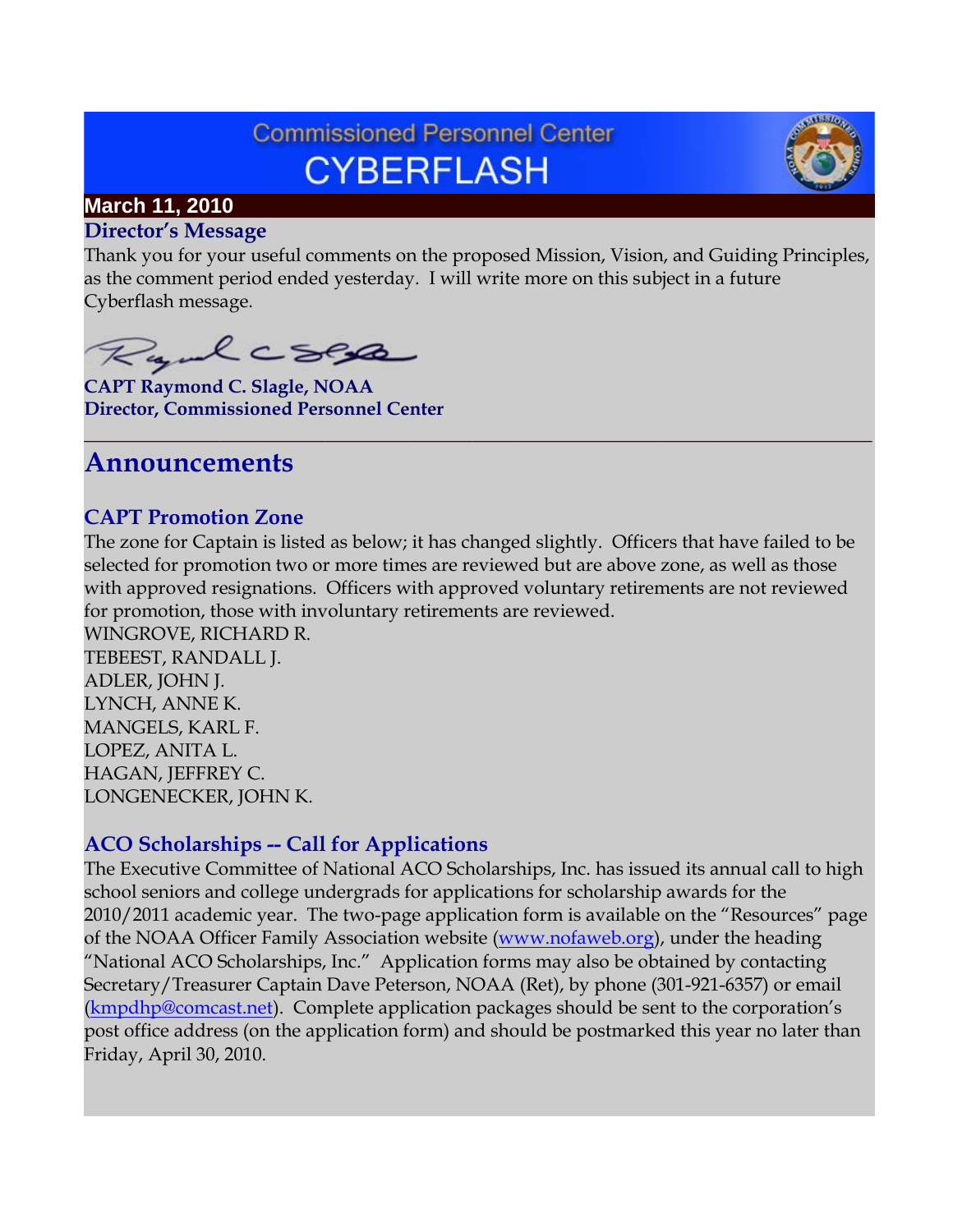# Commissioned Personnel Center
# CYBERFLASH

**March 11, 2010**

### Director's Message

Thank you for your useful comments on the proposed Mission, Vision, and Guiding Principles, as the comment period ended yesterday. I will write more on this subject in a future Cyberflash message.

**CAPT Raymond C. Slagle, NOAA**
**Director, Commissioned Personnel Center**

---

## Announcements

### CAPT Promotion Zone

The zone for Captain is listed as below; it has changed slightly. Officers that have failed to be selected for promotion two or more times are reviewed but are above zone, as well as those with approved resignations. Officers with approved voluntary retirements are not reviewed for promotion, those with involuntary retirements are reviewed.

WINGROVE, RICHARD R.
TEBEEST, RANDALL J.
ADLER, JOHN J.
LYNCH, ANNE K.
MANGELS, KARL F.
LOPEZ, ANITA L.
HAGAN, JEFFREY C.
LONGENECKER, JOHN K.

### ACO Scholarships -- Call for Applications

The Executive Committee of National ACO Scholarships, Inc. has issued its annual call to high school seniors and college undergrads for applications for scholarship awards for the 2010/2011 academic year. The two-page application form is available on the "Resources" page of the NOAA Officer Family Association website (www.nofaweb.org), under the heading "National ACO Scholarships, Inc." Application forms may also be obtained by contacting Secretary/Treasurer Captain Dave Peterson, NOAA (Ret), by phone (301-921-6357) or email (kmpdhp@comcast.net). Complete application packages should be sent to the corporation's post office address (on the application form) and should be postmarked this year no later than Friday, April 30, 2010.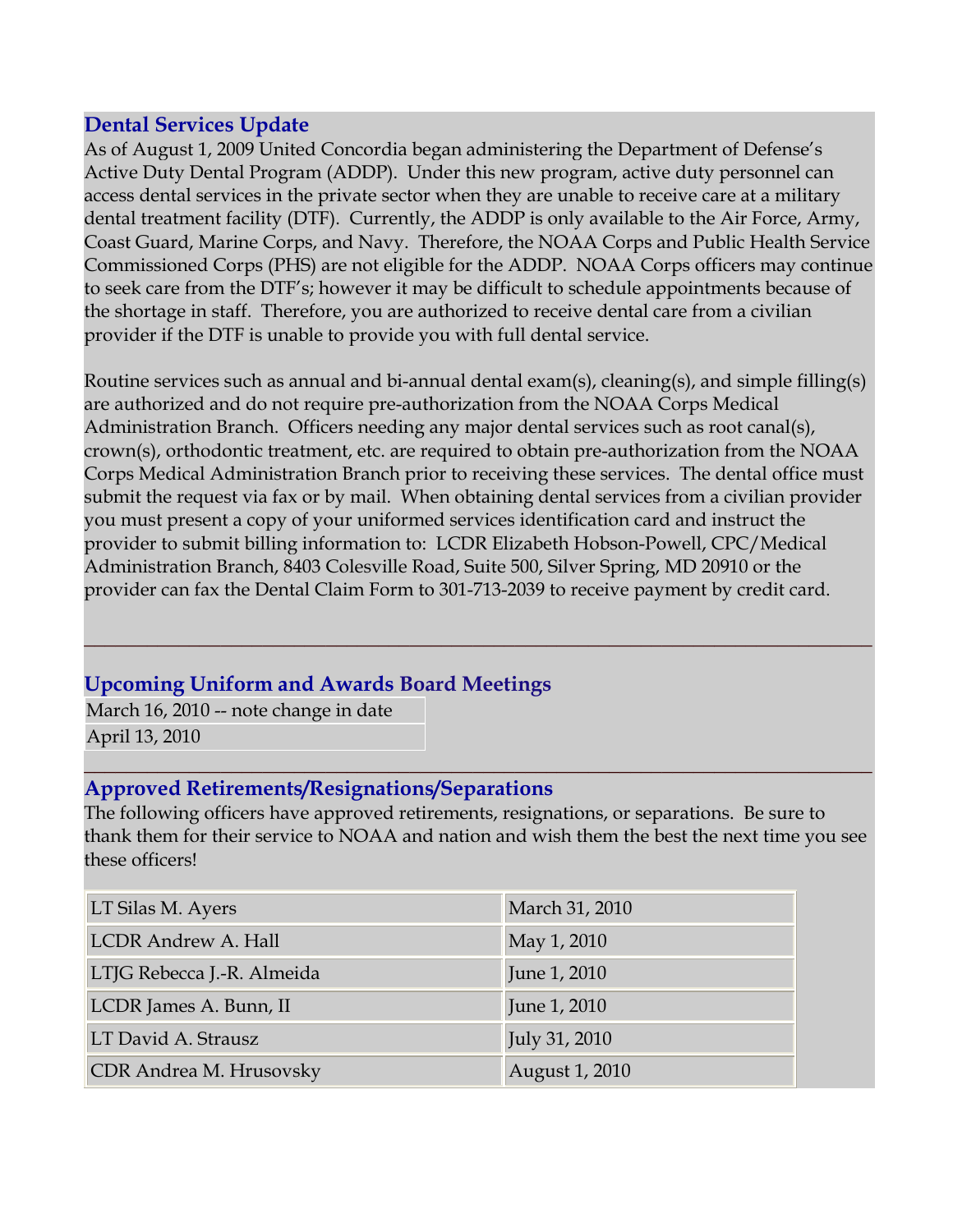## Dental Services Update

As of August 1, 2009 United Concordia began administering the Department of Defense's Active Duty Dental Program (ADDP). Under this new program, active duty personnel can access dental services in the private sector when they are unable to receive care at a military dental treatment facility (DTF). Currently, the ADDP is only available to the Air Force, Army, Coast Guard, Marine Corps, and Navy. Therefore, the NOAA Corps and Public Health Service Commissioned Corps (PHS) are not eligible for the ADDP. NOAA Corps officers may continue to seek care from the DTF's; however it may be difficult to schedule appointments because of the shortage in staff. Therefore, you are authorized to receive dental care from a civilian provider if the DTF is unable to provide you with full dental service.

Routine services such as annual and bi-annual dental exam(s), cleaning(s), and simple filling(s) are authorized and do not require pre-authorization from the NOAA Corps Medical Administration Branch. Officers needing any major dental services such as root canal(s), crown(s), orthodontic treatment, etc. are required to obtain pre-authorization from the NOAA Corps Medical Administration Branch prior to receiving these services. The dental office must submit the request via fax or by mail. When obtaining dental services from a civilian provider you must present a copy of your uniformed services identification card and instruct the provider to submit billing information to: LCDR Elizabeth Hobson-Powell, CPC/Medical Administration Branch, 8403 Colesville Road, Suite 500, Silver Spring, MD 20910 or the provider can fax the Dental Claim Form to 301-713-2039 to receive payment by credit card.

---

## Upcoming Uniform and Awards Board Meetings

| |
|---|
| March 16, 2010 -- note change in date |
| April 13, 2010 |

---

## Approved Retirements/Resignations/Separations

The following officers have approved retirements, resignations, or separations. Be sure to thank them for their service to NOAA and nation and wish them the best the next time you see these officers!

| | |
|---|---|
| LT Silas M. Ayers | March 31, 2010 |
| LCDR Andrew A. Hall | May 1, 2010 |
| LTJG Rebecca J.-R. Almeida | June 1, 2010 |
| LCDR James A. Bunn, II | June 1, 2010 |
| LT David A. Strausz | July 31, 2010 |
| CDR Andrea M. Hrusovsky | August 1, 2010 |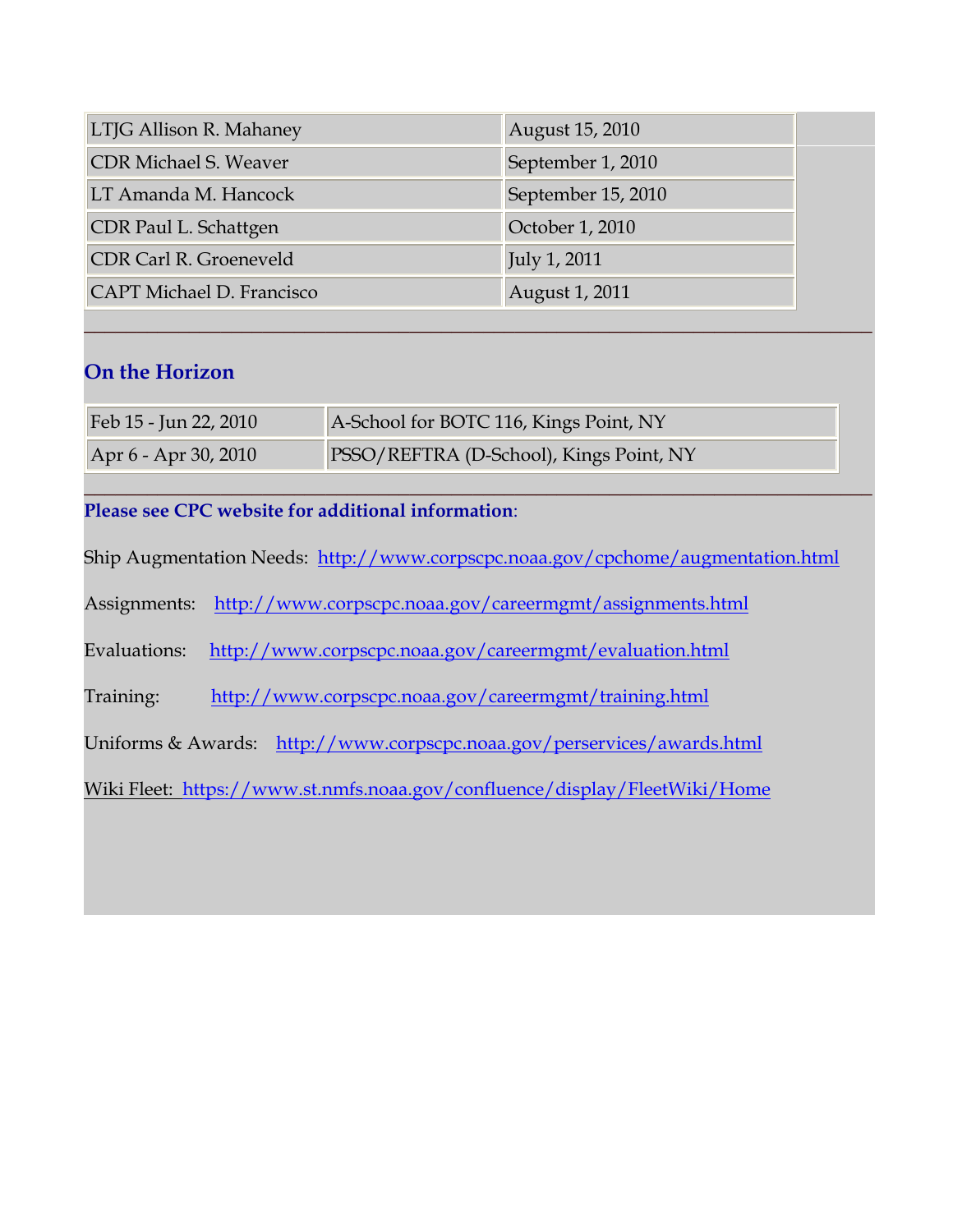| | |
|---|---|
| LTJG Allison R. Mahaney | August 15, 2010 |
| CDR Michael S. Weaver | September 1, 2010 |
| LT Amanda M. Hancock | September 15, 2010 |
| CDR Paul L. Schattgen | October 1, 2010 |
| CDR Carl R. Groeneveld | July 1, 2011 |
| CAPT Michael D. Francisco | August 1, 2011 |

---

## On the Horizon

| | |
|---|---|
| Feb 15 - Jun 22, 2010 | A-School for BOTC 116, Kings Point, NY |
| Apr 6 - Apr 30, 2010 | PSSO/REFTRA (D-School), Kings Point, NY |

---

**Please see CPC website for additional information**:

Ship Augmentation Needs: http://www.corpscpc.noaa.gov/cpchome/augmentation.html

Assignments: http://www.corpscpc.noaa.gov/careermgmt/assignments.html

Evaluations: http://www.corpscpc.noaa.gov/careermgmt/evaluation.html

Training: http://www.corpscpc.noaa.gov/careermgmt/training.html

Uniforms & Awards: http://www.corpscpc.noaa.gov/perservices/awards.html

Wiki Fleet: https://www.st.nmfs.noaa.gov/confluence/display/FleetWiki/Home